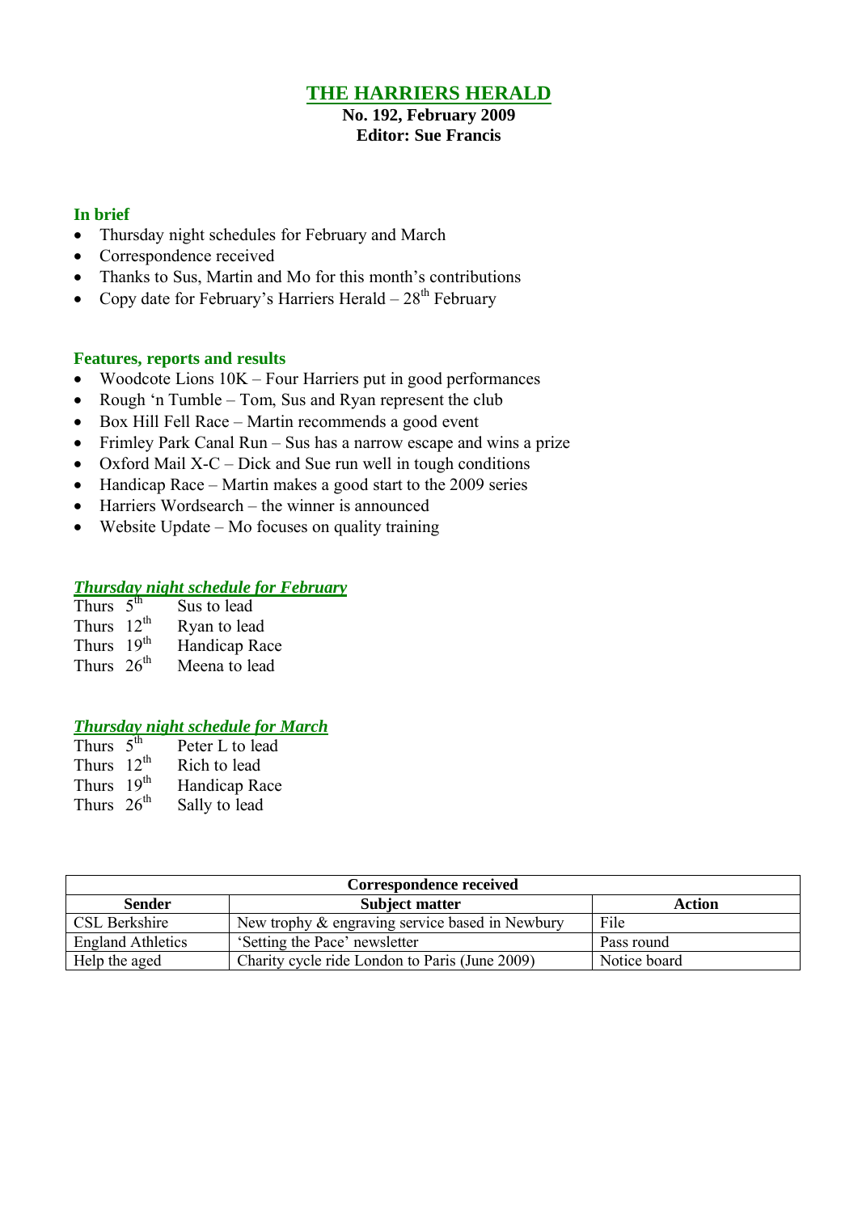# THE HARRIERS HERALD

**No. 192, February 2009**
**Editor: Sue Francis**

### In brief

- Thursday night schedules for February and March
- Correspondence received
- Thanks to Sus, Martin and Mo for this month's contributions
- Copy date for February's Harriers Herald – 28th February

### Features, reports and results

- Woodcote Lions 10K – Four Harriers put in good performances
- Rough 'n Tumble – Tom, Sus and Ryan represent the club
- Box Hill Fell Race – Martin recommends a good event
- Frimley Park Canal Run – Sus has a narrow escape and wins a prize
- Oxford Mail X-C – Dick and Sue run well in tough conditions
- Handicap Race – Martin makes a good start to the 2009 series
- Harriers Wordsearch – the winner is announced
- Website Update – Mo focuses on quality training

### *Thursday night schedule for February*

Thurs 5th Sus to lead
Thurs 12th Ryan to lead
Thurs 19th Handicap Race
Thurs 26th Meena to lead

### *Thursday night schedule for March*

Thurs 5th Peter L to lead
Thurs 12th Rich to lead
Thurs 19th Handicap Race
Thurs 26th Sally to lead

| **Correspondence received** | | |
|---|---|---|
| **Sender** | **Subject matter** | **Action** |
| CSL Berkshire | New trophy & engraving service based in Newbury | File |
| England Athletics | 'Setting the Pace' newsletter | Pass round |
| Help the aged | Charity cycle ride London to Paris (June 2009) | Notice board |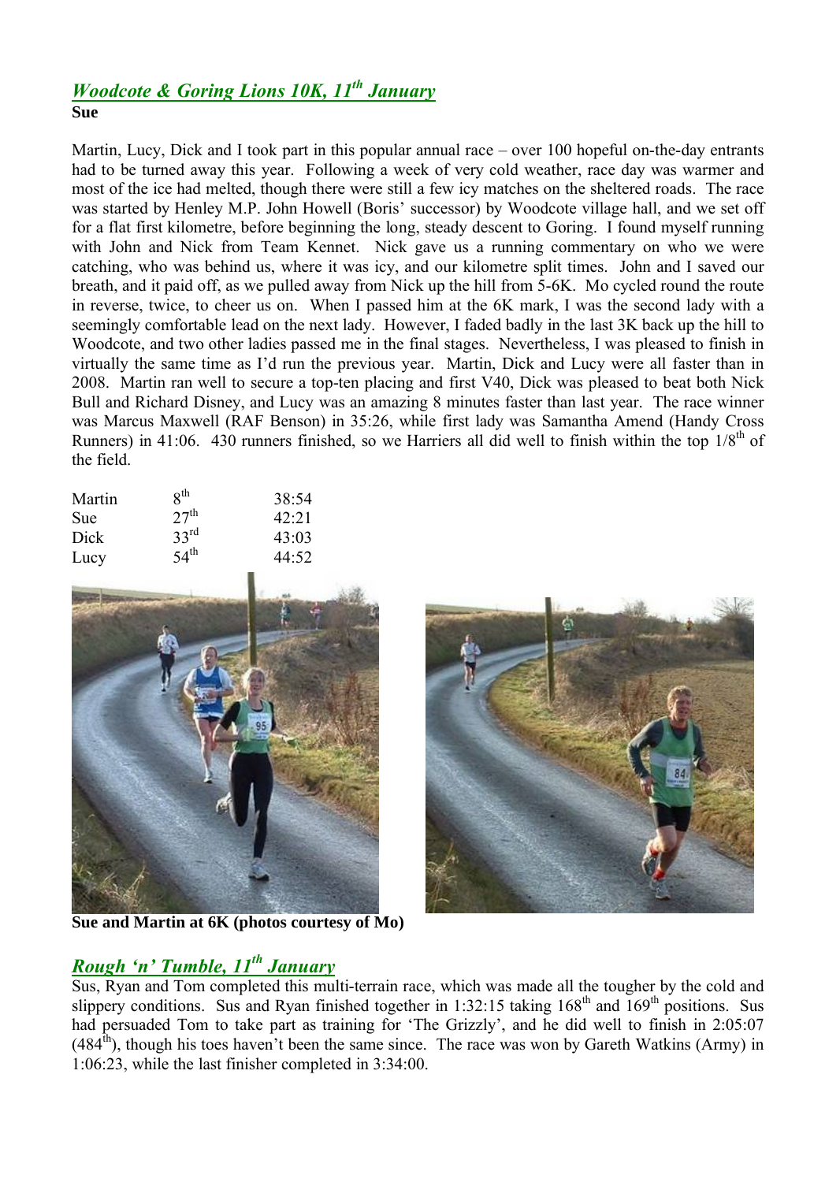## *Woodcote & Goring Lions 10K, 11th January*

**Sue**

Martin, Lucy, Dick and I took part in this popular annual race – over 100 hopeful on-the-day entrants had to be turned away this year. Following a week of very cold weather, race day was warmer and most of the ice had melted, though there were still a few icy matches on the sheltered roads. The race was started by Henley M.P. John Howell (Boris' successor) by Woodcote village hall, and we set off for a flat first kilometre, before beginning the long, steady descent to Goring. I found myself running with John and Nick from Team Kennet. Nick gave us a running commentary on who we were catching, who was behind us, where it was icy, and our kilometre split times. John and I saved our breath, and it paid off, as we pulled away from Nick up the hill from 5-6K. Mo cycled round the route in reverse, twice, to cheer us on. When I passed him at the 6K mark, I was the second lady with a seemingly comfortable lead on the next lady. However, I faded badly in the last 3K back up the hill to Woodcote, and two other ladies passed me in the final stages. Nevertheless, I was pleased to finish in virtually the same time as I'd run the previous year. Martin, Dick and Lucy were all faster than in 2008. Martin ran well to secure a top-ten placing and first V40, Dick was pleased to beat both Nick Bull and Richard Disney, and Lucy was an amazing 8 minutes faster than last year. The race winner was Marcus Maxwell (RAF Benson) in 35:26, while first lady was Samantha Amend (Handy Cross Runners) in 41:06. 430 runners finished, so we Harriers all did well to finish within the top 1/8th of the field.

| | | |
|---|---|---|
| Martin | 8th | 38:54 |
| Sue | 27th | 42:21 |
| Dick | 33rd | 43:03 |
| Lucy | 54th | 44:52 |

**Sue and Martin at 6K (photos courtesy of Mo)**

## *Rough 'n' Tumble, 11th January*

Sus, Ryan and Tom completed this multi-terrain race, which was made all the tougher by the cold and slippery conditions. Sus and Ryan finished together in 1:32:15 taking 168th and 169th positions. Sus had persuaded Tom to take part as training for 'The Grizzly', and he did well to finish in 2:05:07 (484th), though his toes haven't been the same since. The race was won by Gareth Watkins (Army) in 1:06:23, while the last finisher completed in 3:34:00.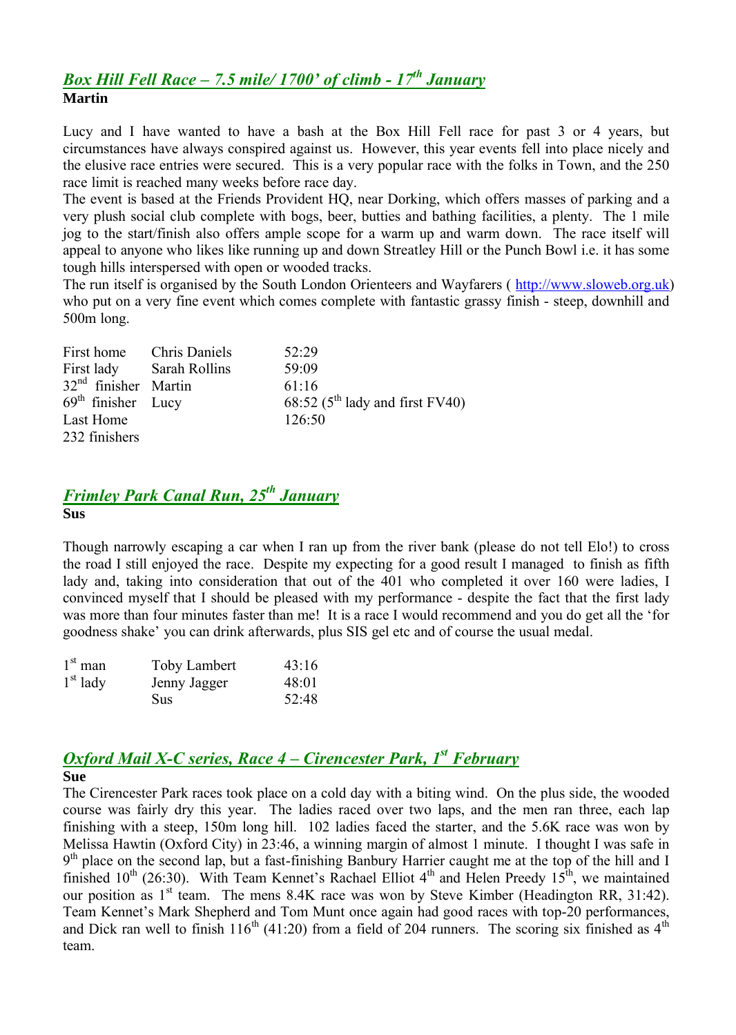## *Box Hill Fell Race – 7.5 mile/ 1700' of climb - 17th January*

**Martin**

Lucy and I have wanted to have a bash at the Box Hill Fell race for past 3 or 4 years, but circumstances have always conspired against us. However, this year events fell into place nicely and the elusive race entries were secured. This is a very popular race with the folks in Town, and the 250 race limit is reached many weeks before race day.

The event is based at the Friends Provident HQ, near Dorking, which offers masses of parking and a very plush social club complete with bogs, beer, butties and bathing facilities, a plenty. The 1 mile jog to the start/finish also offers ample scope for a warm up and warm down. The race itself will appeal to anyone who likes like running up and down Streatley Hill or the Punch Bowl i.e. it has some tough hills interspersed with open or wooded tracks.

The run itself is organised by the South London Orienteers and Wayfarers ( http://www.sloweb.org.uk) who put on a very fine event which comes complete with fantastic grassy finish - steep, downhill and 500m long.

| | | |
|---|---|---|
| First home | Chris Daniels | 52:29 |
| First lady | Sarah Rollins | 59:09 |
| 32nd finisher | Martin | 61:16 |
| 69th finisher | Lucy | 68:52 (5th lady and first FV40) |
| Last Home | | 126:50 |
| 232 finishers | | |

## *Frimley Park Canal Run, 25th January*

**Sus**

Though narrowly escaping a car when I ran up from the river bank (please do not tell Elo!) to cross the road I still enjoyed the race. Despite my expecting for a good result I managed to finish as fifth lady and, taking into consideration that out of the 401 who completed it over 160 were ladies, I convinced myself that I should be pleased with my performance - despite the fact that the first lady was more than four minutes faster than me! It is a race I would recommend and you do get all the 'for goodness shake' you can drink afterwards, plus SIS gel etc and of course the usual medal.

| | | |
|---|---|---|
| 1st man | Toby Lambert | 43:16 |
| 1st lady | Jenny Jagger | 48:01 |
| | Sus | 52:48 |

## *Oxford Mail X-C series, Race 4 – Cirencester Park, 1st February*

**Sue**

The Cirencester Park races took place on a cold day with a biting wind. On the plus side, the wooded course was fairly dry this year. The ladies raced over two laps, and the men ran three, each lap finishing with a steep, 150m long hill. 102 ladies faced the starter, and the 5.6K race was won by Melissa Hawtin (Oxford City) in 23:46, a winning margin of almost 1 minute. I thought I was safe in 9th place on the second lap, but a fast-finishing Banbury Harrier caught me at the top of the hill and I finished 10th (26:30). With Team Kennet's Rachael Elliot 4th and Helen Preedy 15th, we maintained our position as 1st team. The mens 8.4K race was won by Steve Kimber (Headington RR, 31:42). Team Kennet's Mark Shepherd and Tom Munt once again had good races with top-20 performances, and Dick ran well to finish 116th (41:20) from a field of 204 runners. The scoring six finished as 4th team.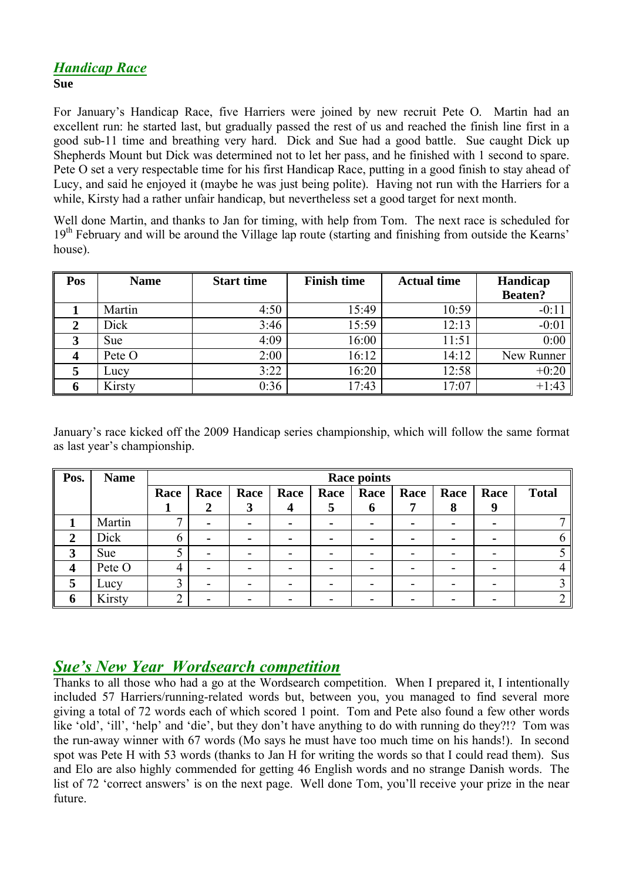## *Handicap Race*

**Sue**

For January's Handicap Race, five Harriers were joined by new recruit Pete O. Martin had an excellent run: he started last, but gradually passed the rest of us and reached the finish line first in a good sub-11 time and breathing very hard. Dick and Sue had a good battle. Sue caught Dick up Shepherds Mount but Dick was determined not to let her pass, and he finished with 1 second to spare. Pete O set a very respectable time for his first Handicap Race, putting in a good finish to stay ahead of Lucy, and said he enjoyed it (maybe he was just being polite). Having not run with the Harriers for a while, Kirsty had a rather unfair handicap, but nevertheless set a good target for next month.

Well done Martin, and thanks to Jan for timing, with help from Tom. The next race is scheduled for 19th February and will be around the Village lap route (starting and finishing from outside the Kearns' house).

| Pos | Name | Start time | Finish time | Actual time | Handicap Beaten? |
|---|---|---|---|---|---|
| 1 | Martin | 4:50 | 15:49 | 10:59 | -0:11 |
| 2 | Dick | 3:46 | 15:59 | 12:13 | -0:01 |
| 3 | Sue | 4:09 | 16:00 | 11:51 | 0:00 |
| 4 | Pete O | 2:00 | 16:12 | 14:12 | New Runner |
| 5 | Lucy | 3:22 | 16:20 | 12:58 | +0:20 |
| 6 | Kirsty | 0:36 | 17:43 | 17:07 | +1:43 |

January's race kicked off the 2009 Handicap series championship, which will follow the same format as last year's championship.

| Pos. | Name | Race points | | | | | | | | | |
|---|---|---|---|---|---|---|---|---|---|---|---|
| | | Race 1 | Race 2 | Race 3 | Race 4 | Race 5 | Race 6 | Race 7 | Race 8 | Race 9 | Total |
| 1 | Martin | 7 | - | - | - | - | - | - | - | - | 7 |
| 2 | Dick | 6 | - | - | - | - | - | - | - | - | 6 |
| 3 | Sue | 5 | - | - | - | - | - | - | - | - | 5 |
| 4 | Pete O | 4 | - | - | - | - | - | - | - | - | 4 |
| 5 | Lucy | 3 | - | - | - | - | - | - | - | - | 3 |
| 6 | Kirsty | 2 | - | - | - | - | - | - | - | - | 2 |

## *Sue's New Year Wordsearch competition*

Thanks to all those who had a go at the Wordsearch competition. When I prepared it, I intentionally included 57 Harriers/running-related words but, between you, you managed to find several more giving a total of 72 words each of which scored 1 point. Tom and Pete also found a few other words like 'old', 'ill', 'help' and 'die', but they don't have anything to do with running do they?!? Tom was the run-away winner with 67 words (Mo says he must have too much time on his hands!). In second spot was Pete H with 53 words (thanks to Jan H for writing the words so that I could read them). Sus and Elo are also highly commended for getting 46 English words and no strange Danish words. The list of 72 'correct answers' is on the next page. Well done Tom, you'll receive your prize in the near future.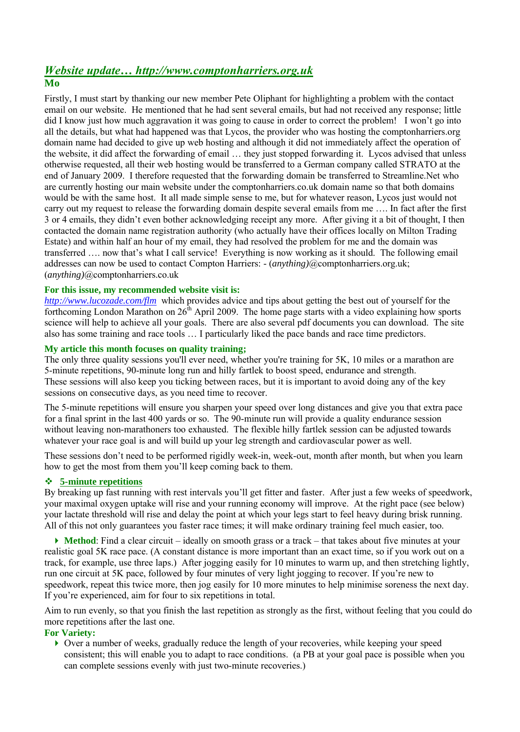## *Website update… http://www.comptonharriers.org.uk*

### Mo

Firstly, I must start by thanking our new member Pete Oliphant for highlighting a problem with the contact email on our website. He mentioned that he had sent several emails, but had not received any response; little did I know just how much aggravation it was going to cause in order to correct the problem! I won't go into all the details, but what had happened was that Lycos, the provider who was hosting the comptonharriers.org domain name had decided to give up web hosting and although it did not immediately affect the operation of the website, it did affect the forwarding of email … they just stopped forwarding it. Lycos advised that unless otherwise requested, all their web hosting would be transferred to a German company called STRATO at the end of January 2009. I therefore requested that the forwarding domain be transferred to Streamline.Net who are currently hosting our main website under the comptonharriers.co.uk domain name so that both domains would be with the same host. It all made simple sense to me, but for whatever reason, Lycos just would not carry out my request to release the forwarding domain despite several emails from me …. In fact after the first 3 or 4 emails, they didn't even bother acknowledging receipt any more. After giving it a bit of thought, I then contacted the domain name registration authority (who actually have their offices locally on Milton Trading Estate) and within half an hour of my email, they had resolved the problem for me and the domain was transferred …. now that's what I call service! Everything is now working as it should. The following email addresses can now be used to contact Compton Harriers: - (*anything*)@comptonharriers.org.uk; (*anything*)@comptonharriers.co.uk

**For this issue, my recommended website visit is:**

*http://www.lucozade.com/flm* which provides advice and tips about getting the best out of yourself for the forthcoming London Marathon on 26th April 2009. The home page starts with a video explaining how sports science will help to achieve all your goals. There are also several pdf documents you can download. The site also has some training and race tools … I particularly liked the pace bands and race time predictors.

**My article this month focuses on quality training;**

The only three quality sessions you'll ever need, whether you're training for 5K, 10 miles or a marathon are 5-minute repetitions, 90-minute long run and hilly fartlek to boost speed, endurance and strength. These sessions will also keep you ticking between races, but it is important to avoid doing any of the key sessions on consecutive days, as you need time to recover.

The 5-minute repetitions will ensure you sharpen your speed over long distances and give you that extra pace for a final sprint in the last 400 yards or so. The 90-minute run will provide a quality endurance session without leaving non-marathoners too exhausted. The flexible hilly fartlek session can be adjusted towards whatever your race goal is and will build up your leg strength and cardiovascular power as well.

These sessions don't need to be performed rigidly week-in, week-out, month after month, but when you learn how to get the most from them you'll keep coming back to them.

- **5-minute repetitions**

By breaking up fast running with rest intervals you'll get fitter and faster. After just a few weeks of speedwork, your maximal oxygen uptake will rise and your running economy will improve. At the right pace (see below) your lactate threshold will rise and delay the point at which your legs start to feel heavy during brisk running. All of this not only guarantees you faster race times; it will make ordinary training feel much easier, too.

- **Method**: Find a clear circuit – ideally on smooth grass or a track – that takes about five minutes at your realistic goal 5K race pace. (A constant distance is more important than an exact time, so if you work out on a track, for example, use three laps.) After jogging easily for 10 minutes to warm up, and then stretching lightly, run one circuit at 5K pace, followed by four minutes of very light jogging to recover. If you're new to speedwork, repeat this twice more, then jog easily for 10 more minutes to help minimise soreness the next day. If you're experienced, aim for four to six repetitions in total.

Aim to run evenly, so that you finish the last repetition as strongly as the first, without feeling that you could do more repetitions after the last one.

**For Variety:**

- Over a number of weeks, gradually reduce the length of your recoveries, while keeping your speed consistent; this will enable you to adapt to race conditions. (a PB at your goal pace is possible when you can complete sessions evenly with just two-minute recoveries.)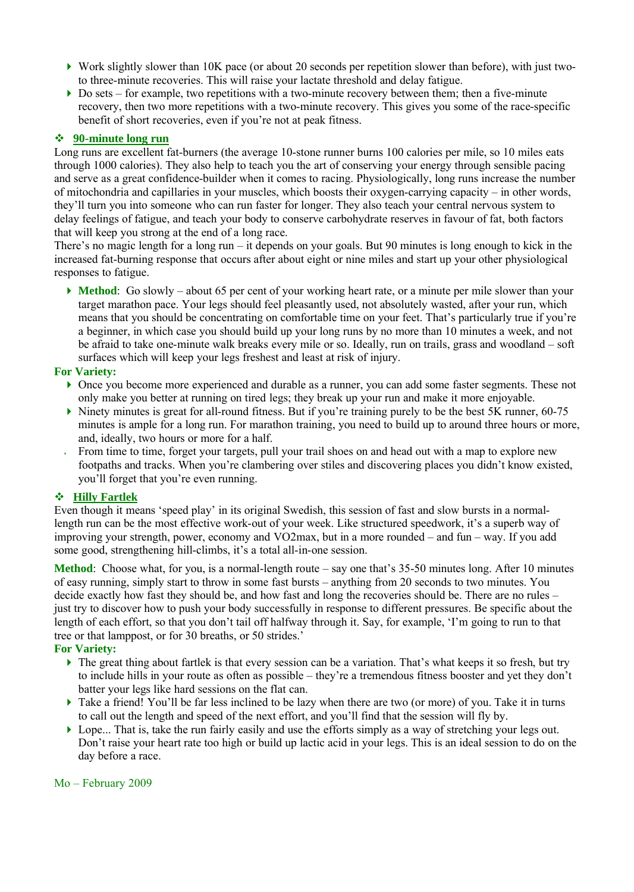- Work slightly slower than 10K pace (or about 20 seconds per repetition slower than before), with just two- to three-minute recoveries. This will raise your lactate threshold and delay fatigue.
- Do sets – for example, two repetitions with a two-minute recovery between them; then a five-minute recovery, then two more repetitions with a two-minute recovery. This gives you some of the race-specific benefit of short recoveries, even if you're not at peak fitness.

### ❖ 90-minute long run

Long runs are excellent fat-burners (the average 10-stone runner burns 100 calories per mile, so 10 miles eats through 1000 calories). They also help to teach you the art of conserving your energy through sensible pacing and serve as a great confidence-builder when it comes to racing. Physiologically, long runs increase the number of mitochondria and capillaries in your muscles, which boosts their oxygen-carrying capacity – in other words, they'll turn you into someone who can run faster for longer. They also teach your central nervous system to delay feelings of fatigue, and teach your body to conserve carbohydrate reserves in favour of fat, both factors that will keep you strong at the end of a long race.
There's no magic length for a long run – it depends on your goals. But 90 minutes is long enough to kick in the increased fat-burning response that occurs after about eight or nine miles and start up your other physiological responses to fatigue.

- **Method**: Go slowly – about 65 per cent of your working heart rate, or a minute per mile slower than your target marathon pace. Your legs should feel pleasantly used, not absolutely wasted, after your run, which means that you should be concentrating on comfortable time on your feet. That's particularly true if you're a beginner, in which case you should build up your long runs by no more than 10 minutes a week, and not be afraid to take one-minute walk breaks every mile or so. Ideally, run on trails, grass and woodland – soft surfaces which will keep your legs freshest and least at risk of injury.

**For Variety:**

- Once you become more experienced and durable as a runner, you can add some faster segments. These not only make you better at running on tired legs; they break up your run and make it more enjoyable.
- Ninety minutes is great for all-round fitness. But if you're training purely to be the best 5K runner, 60-75 minutes is ample for a long run. For marathon training, you need to build up to around three hours or more, and, ideally, two hours or more for a half.
- From time to time, forget your targets, pull your trail shoes on and head out with a map to explore new footpaths and tracks. When you're clambering over stiles and discovering places you didn't know existed, you'll forget that you're even running.

### ❖ Hilly Fartlek

Even though it means 'speed play' in its original Swedish, this session of fast and slow bursts in a normal-length run can be the most effective work-out of your week. Like structured speedwork, it's a superb way of improving your strength, power, economy and VO2max, but in a more rounded – and fun – way. If you add some good, strengthening hill-climbs, it's a total all-in-one session.

**Method**: Choose what, for you, is a normal-length route – say one that's 35-50 minutes long. After 10 minutes of easy running, simply start to throw in some fast bursts – anything from 20 seconds to two minutes. You decide exactly how fast they should be, and how fast and long the recoveries should be. There are no rules – just try to discover how to push your body successfully in response to different pressures. Be specific about the length of each effort, so that you don't tail off halfway through it. Say, for example, 'I'm going to run to that tree or that lamppost, or for 30 breaths, or 50 strides.'

**For Variety:**

- The great thing about fartlek is that every session can be a variation. That's what keeps it so fresh, but try to include hills in your route as often as possible – they're a tremendous fitness booster and yet they don't batter your legs like hard sessions on the flat can.
- Take a friend! You'll be far less inclined to be lazy when there are two (or more) of you. Take it in turns to call out the length and speed of the next effort, and you'll find that the session will fly by.
- Lope... That is, take the run fairly easily and use the efforts simply as a way of stretching your legs out. Don't raise your heart rate too high or build up lactic acid in your legs. This is an ideal session to do on the day before a race.

Mo – February 2009